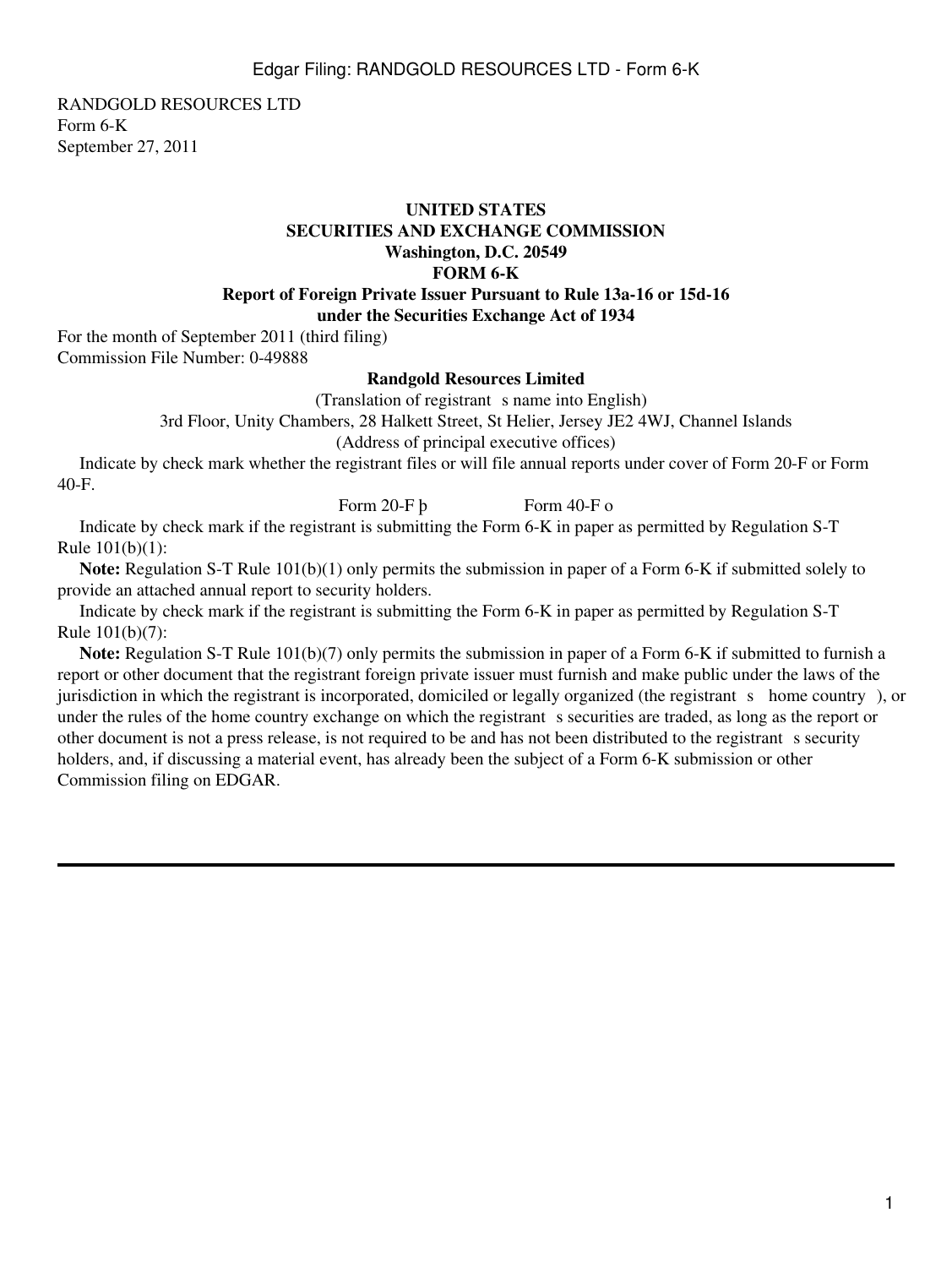RANDGOLD RESOURCES LTD
Form 6-K
September 27, 2011

**UNITED STATES**
**SECURITIES AND EXCHANGE COMMISSION**
**Washington, D.C. 20549**
**FORM 6-K**
**Report of Foreign Private Issuer Pursuant to Rule 13a-16 or 15d-16**
**under the Securities Exchange Act of 1934**

For the month of September 2011 (third filing)
Commission File Number: 0-49888

**Randgold Resources Limited**

(Translation of registrant s name into English)

3rd Floor, Unity Chambers, 28 Halkett Street, St Helier, Jersey JE2 4WJ, Channel Islands

(Address of principal executive offices)

Indicate by check mark whether the registrant files or will file annual reports under cover of Form 20-F or Form 40-F.

Form 20-F þ Form 40-F o

Indicate by check mark if the registrant is submitting the Form 6-K in paper as permitted by Regulation S-T Rule 101(b)(1):

**Note:** Regulation S-T Rule 101(b)(1) only permits the submission in paper of a Form 6-K if submitted solely to provide an attached annual report to security holders.

Indicate by check mark if the registrant is submitting the Form 6-K in paper as permitted by Regulation S-T Rule 101(b)(7):

**Note:** Regulation S-T Rule 101(b)(7) only permits the submission in paper of a Form 6-K if submitted to furnish a report or other document that the registrant foreign private issuer must furnish and make public under the laws of the jurisdiction in which the registrant is incorporated, domiciled or legally organized (the registrant s home country ), or under the rules of the home country exchange on which the registrant s securities are traded, as long as the report or other document is not a press release, is not required to be and has not been distributed to the registrant s security holders, and, if discussing a material event, has already been the subject of a Form 6-K submission or other Commission filing on EDGAR.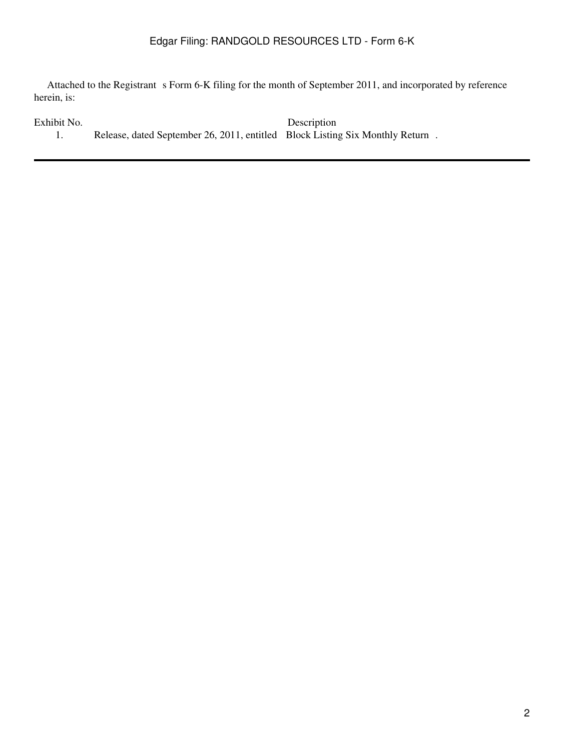Attached to the Registrant s Form 6-K filing for the month of September 2011, and incorporated by reference herein, is:

| Exhibit No. | Description |
| --- | --- |
| 1. | Release, dated September 26, 2011, entitled Block Listing Six Monthly Return . |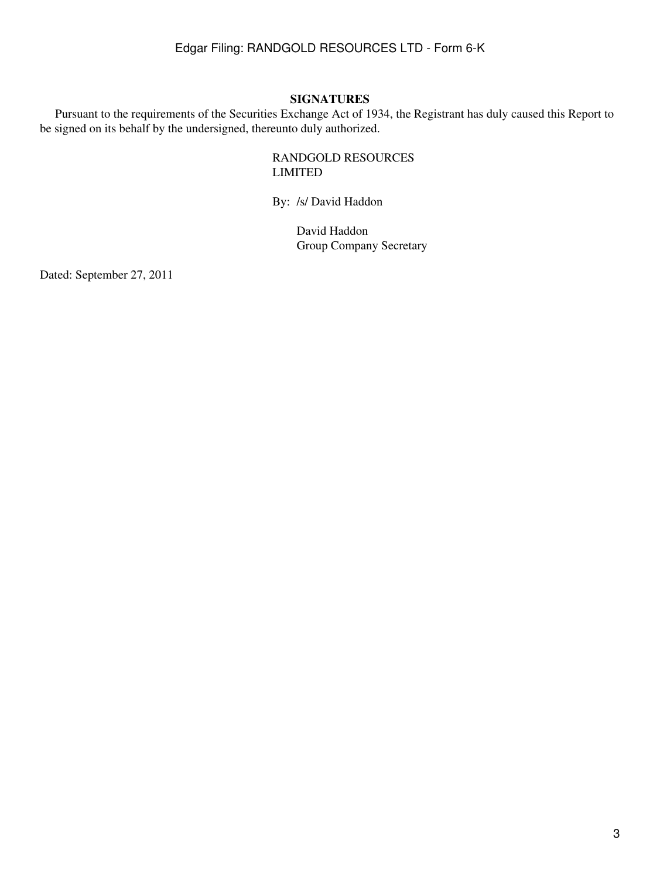**SIGNATURES**

Pursuant to the requirements of the Securities Exchange Act of 1934, the Registrant has duly caused this Report to be signed on its behalf by the undersigned, thereunto duly authorized.

RANDGOLD RESOURCES LIMITED

By: /s/ David Haddon

David Haddon
Group Company Secretary

Dated: September 27, 2011